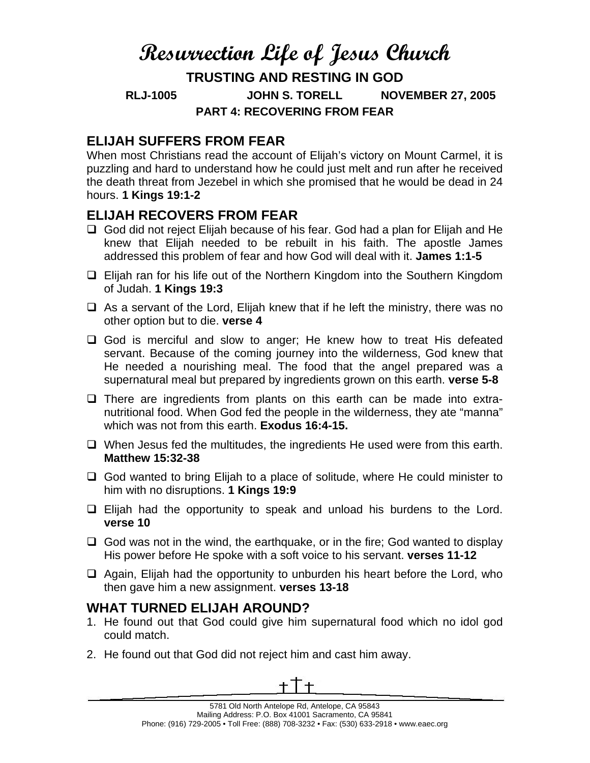# Resurrection Life of Jesus Church

**TRUSTING AND RESTING IN GOD**

**RLJ-1005 JOHN S. TORELL NOVEMBER 27, 2005**

**PART 4: RECOVERING FROM FEAR**

## ELIJAH SUFFERS FROM FEAR

When most Christians read the account of Elijah's victory on Mount Carmel, it is puzzling and hard to understand how he could just melt and run after he received the death threat from Jezebel in which she promised that he would be dead in 24 hours. **1 Kings 19:1-2**

## ELIJAH RECOVERS FROM FEAR

- God did not reject Elijah because of his fear. God had a plan for Elijah and He knew that Elijah needed to be rebuilt in his faith. The apostle James addressed this problem of fear and how God will deal with it. **James 1:1-5**
- Elijah ran for his life out of the Northern Kingdom into the Southern Kingdom of Judah. **1 Kings 19:3**
- As a servant of the Lord, Elijah knew that if he left the ministry, there was no other option but to die. **verse 4**
- God is merciful and slow to anger; He knew how to treat His defeated servant. Because of the coming journey into the wilderness, God knew that He needed a nourishing meal. The food that the angel prepared was a supernatural meal but prepared by ingredients grown on this earth. **verse 5-8**
- There are ingredients from plants on this earth can be made into extra-nutritional food. When God fed the people in the wilderness, they ate "manna" which was not from this earth. **Exodus 16:4-15.**
- When Jesus fed the multitudes, the ingredients He used were from this earth. **Matthew 15:32-38**
- God wanted to bring Elijah to a place of solitude, where He could minister to him with no disruptions. **1 Kings 19:9**
- Elijah had the opportunity to speak and unload his burdens to the Lord. **verse 10**
- God was not in the wind, the earthquake, or in the fire; God wanted to display His power before He spoke with a soft voice to his servant. **verses 11-12**
- Again, Elijah had the opportunity to unburden his heart before the Lord, who then gave him a new assignment. **verses 13-18**

## WHAT TURNED ELIJAH AROUND?

1. He found out that God could give him supernatural food which no idol god could match.
2. He found out that God did not reject him and cast him away.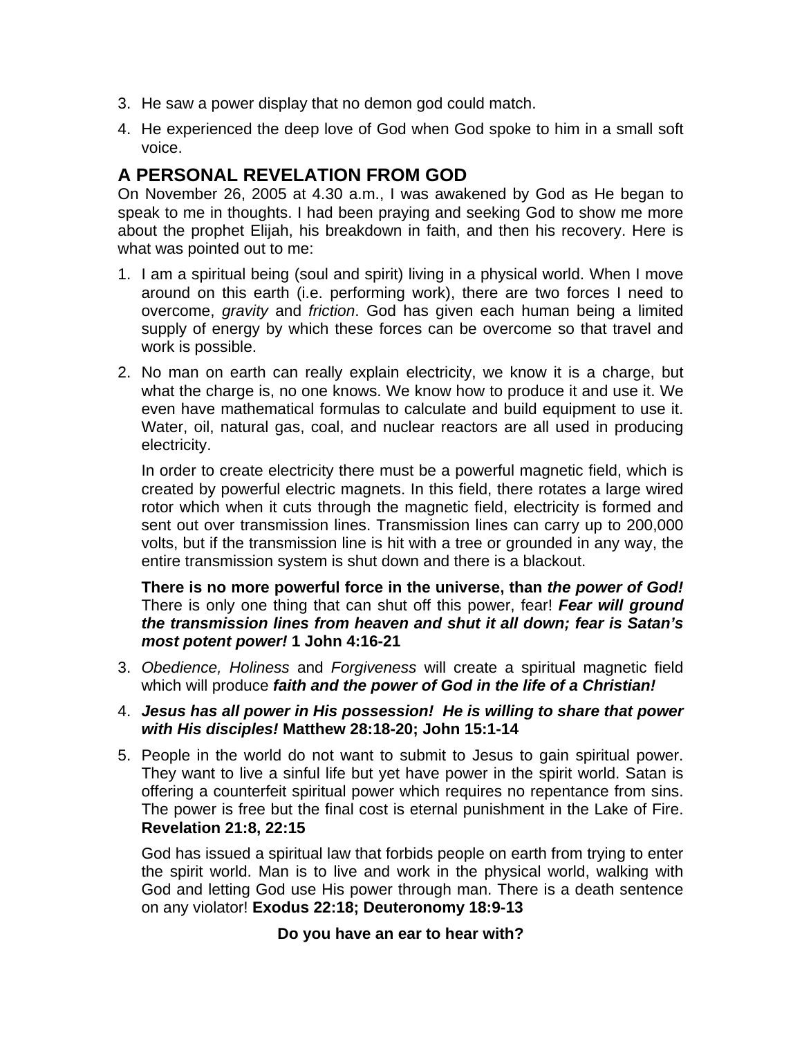3. He saw a power display that no demon god could match.
4. He experienced the deep love of God when God spoke to him in a small soft voice.

## A PERSONAL REVELATION FROM GOD

On November 26, 2005 at 4.30 a.m., I was awakened by God as He began to speak to me in thoughts. I had been praying and seeking God to show me more about the prophet Elijah, his breakdown in faith, and then his recovery. Here is what was pointed out to me:

1. I am a spiritual being (soul and spirit) living in a physical world. When I move around on this earth (i.e. performing work), there are two forces I need to overcome, *gravity* and *friction*. God has given each human being a limited supply of energy by which these forces can be overcome so that travel and work is possible.

2. No man on earth can really explain electricity, we know it is a charge, but what the charge is, no one knows. We know how to produce it and use it. We even have mathematical formulas to calculate and build equipment to use it. Water, oil, natural gas, coal, and nuclear reactors are all used in producing electricity.

   In order to create electricity there must be a powerful magnetic field, which is created by powerful electric magnets. In this field, there rotates a large wired rotor which when it cuts through the magnetic field, electricity is formed and sent out over transmission lines. Transmission lines can carry up to 200,000 volts, but if the transmission line is hit with a tree or grounded in any way, the entire transmission system is shut down and there is a blackout.

   **There is no more powerful force in the universe, than *the power of God!*** There is only one thing that can shut off this power, fear! ***Fear will ground the transmission lines from heaven and shut it all down; fear is Satan's most potent power!*** **1 John 4:16-21**

3. *Obedience, Holiness* and *Forgiveness* will create a spiritual magnetic field which will produce ***faith and the power of God in the life of a Christian!***

4. ***Jesus has all power in His possession! He is willing to share that power with His disciples!*** **Matthew 28:18-20; John 15:1-14**

5. People in the world do not want to submit to Jesus to gain spiritual power. They want to live a sinful life but yet have power in the spirit world. Satan is offering a counterfeit spiritual power which requires no repentance from sins. The power is free but the final cost is eternal punishment in the Lake of Fire. **Revelation 21:8, 22:15**

   God has issued a spiritual law that forbids people on earth from trying to enter the spirit world. Man is to live and work in the physical world, walking with God and letting God use His power through man. There is a death sentence on any violator! **Exodus 22:18; Deuteronomy 18:9-13**

**Do you have an ear to hear with?**